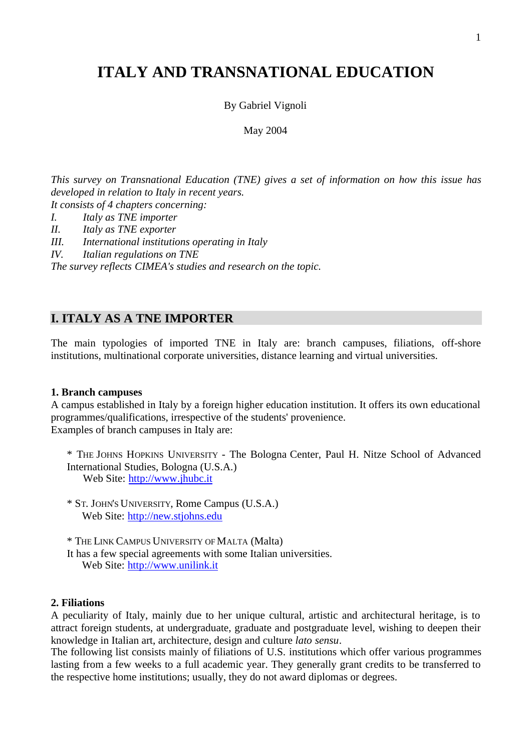# ITALY AND TRANSNATIONAL EDUCATION

By Gabriel Vignoli

May 2004

*This survey on Transnational Education (TNE) gives a set of information on how this issue has developed in relation to Italy in recent years.*
*It consists of 4 chapters concerning:*
*I. Italy as TNE importer*
*II. Italy as TNE exporter*
*III. International institutions operating in Italy*
*IV. Italian regulations on TNE*
*The survey reflects CIMEA's studies and research on the topic.*

## I. ITALY AS A TNE IMPORTER

The main typologies of imported TNE in Italy are: branch campuses, filiations, off-shore institutions, multinational corporate universities, distance learning and virtual universities.

### 1. Branch campuses

A campus established in Italy by a foreign higher education institution. It offers its own educational programmes/qualifications, irrespective of the students' provenience.
Examples of branch campuses in Italy are:

* THE JOHNS HOPKINS UNIVERSITY - The Bologna Center, Paul H. Nitze School of Advanced International Studies, Bologna (U.S.A.)
  Web Site: http://www.jhubc.it

* ST. JOHN'S UNIVERSITY, Rome Campus (U.S.A.)
  Web Site: http://new.stjohns.edu

* THE LINK CAMPUS UNIVERSITY OF MALTA (Malta)
  It has a few special agreements with some Italian universities.
  Web Site: http://www.unilink.it

### 2. Filiations

A peculiarity of Italy, mainly due to her unique cultural, artistic and architectural heritage, is to attract foreign students, at undergraduate, graduate and postgraduate level, wishing to deepen their knowledge in Italian art, architecture, design and culture *lato sensu*.
The following list consists mainly of filiations of U.S. institutions which offer various programmes lasting from a few weeks to a full academic year. They generally grant credits to be transferred to the respective home institutions; usually, they do not award diplomas or degrees.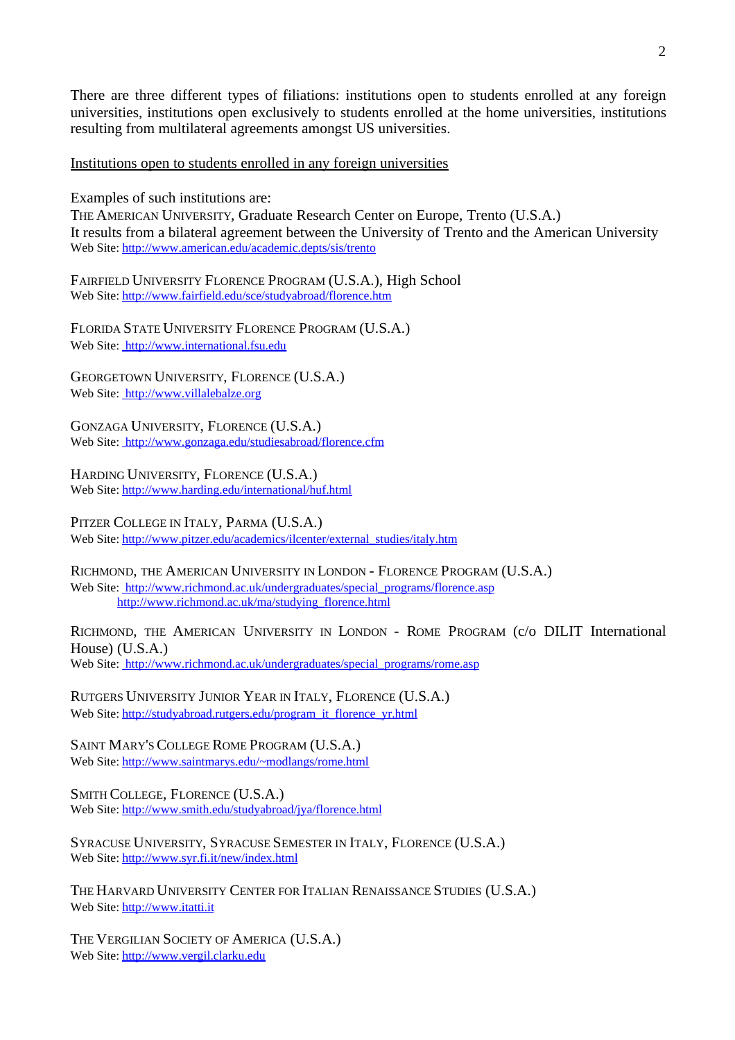There are three different types of filiations: institutions open to students enrolled at any foreign universities, institutions open exclusively to students enrolled at the home universities, institutions resulting from multilateral agreements amongst US universities.

Institutions open to students enrolled in any foreign universities

Examples of such institutions are:
THE AMERICAN UNIVERSITY, Graduate Research Center on Europe, Trento (U.S.A.)
It results from a bilateral agreement between the University of Trento and the American University
Web Site: http://www.american.edu/academic.depts/sis/trento

FAIRFIELD UNIVERSITY FLORENCE PROGRAM (U.S.A.), High School
Web Site: http://www.fairfield.edu/sce/studyabroad/florence.htm

FLORIDA STATE UNIVERSITY FLORENCE PROGRAM (U.S.A.)
Web Site: http://www.international.fsu.edu

GEORGETOWN UNIVERSITY, FLORENCE (U.S.A.)
Web Site: http://www.villalebalze.org

GONZAGA UNIVERSITY, FLORENCE (U.S.A.)
Web Site: http://www.gonzaga.edu/studiesabroad/florence.cfm

HARDING UNIVERSITY, FLORENCE (U.S.A.)
Web Site: http://www.harding.edu/international/huf.html

PITZER COLLEGE IN ITALY, PARMA (U.S.A.)
Web Site: http://www.pitzer.edu/academics/ilcenter/external_studies/italy.htm

RICHMOND, THE AMERICAN UNIVERSITY IN LONDON - FLORENCE PROGRAM (U.S.A.)
Web Site: http://www.richmond.ac.uk/undergraduates/special_programs/florence.asp
http://www.richmond.ac.uk/ma/studying_florence.html

RICHMOND, THE AMERICAN UNIVERSITY IN LONDON - ROME PROGRAM (c/o DILIT International House) (U.S.A.)
Web Site: http://www.richmond.ac.uk/undergraduates/special_programs/rome.asp

RUTGERS UNIVERSITY JUNIOR YEAR IN ITALY, FLORENCE (U.S.A.)
Web Site: http://studyabroad.rutgers.edu/program_it_florence_yr.html

SAINT MARY'S COLLEGE ROME PROGRAM (U.S.A.)
Web Site: http://www.saintmarys.edu/~modlangs/rome.html

SMITH COLLEGE, FLORENCE (U.S.A.)
Web Site: http://www.smith.edu/studyabroad/jya/florence.html

SYRACUSE UNIVERSITY, SYRACUSE SEMESTER IN ITALY, FLORENCE (U.S.A.)
Web Site: http://www.syr.fi.it/new/index.html

THE HARVARD UNIVERSITY CENTER FOR ITALIAN RENAISSANCE STUDIES (U.S.A.)
Web Site: http://www.itatti.it

THE VERGILIAN SOCIETY OF AMERICA (U.S.A.)
Web Site: http://www.vergil.clarku.edu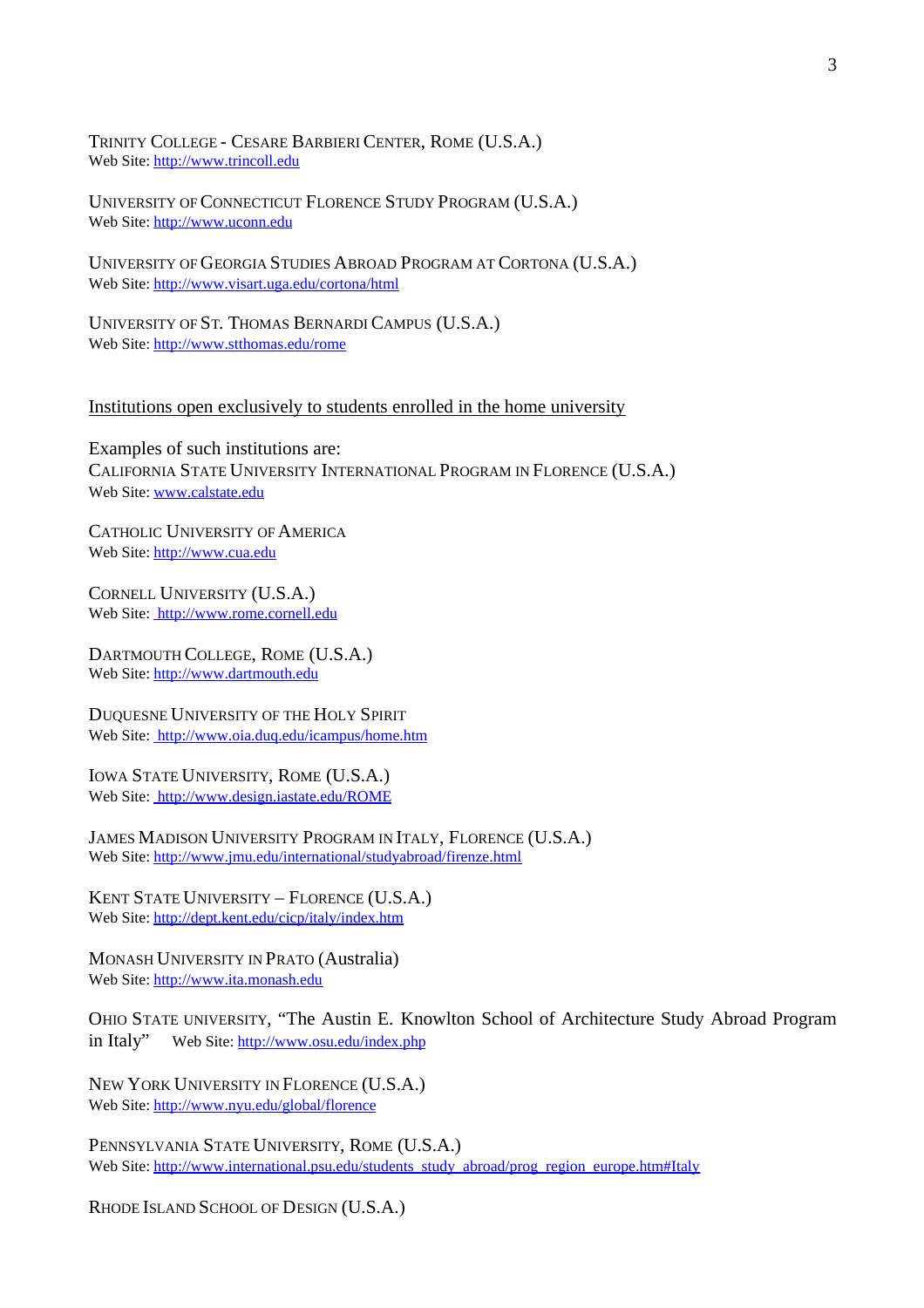TRINITY COLLEGE - CESARE BARBIERI CENTER, ROME (U.S.A.)
Web Site: http://www.trincoll.edu

UNIVERSITY OF CONNECTICUT FLORENCE STUDY PROGRAM (U.S.A.)
Web Site: http://www.uconn.edu

UNIVERSITY OF GEORGIA STUDIES ABROAD PROGRAM AT CORTONA (U.S.A.)
Web Site: http://www.visart.uga.edu/cortona/html

UNIVERSITY OF ST. THOMAS BERNARDI CAMPUS (U.S.A.)
Web Site: http://www.stthomas.edu/rome

Institutions open exclusively to students enrolled in the home university

Examples of such institutions are:
CALIFORNIA STATE UNIVERSITY INTERNATIONAL PROGRAM IN FLORENCE (U.S.A.)
Web Site: www.calstate.edu

CATHOLIC UNIVERSITY OF AMERICA
Web Site: http://www.cua.edu

CORNELL UNIVERSITY (U.S.A.)
Web Site: http://www.rome.cornell.edu

DARTMOUTH COLLEGE, ROME (U.S.A.)
Web Site: http://www.dartmouth.edu

DUQUESNE UNIVERSITY OF THE HOLY SPIRIT
Web Site: http://www.oia.duq.edu/icampus/home.htm

IOWA STATE UNIVERSITY, ROME (U.S.A.)
Web Site: http://www.design.iastate.edu/ROME

JAMES MADISON UNIVERSITY PROGRAM IN ITALY, FLORENCE (U.S.A.)
Web Site: http://www.jmu.edu/international/studyabroad/firenze.html

KENT STATE UNIVERSITY – FLORENCE (U.S.A.)
Web Site: http://dept.kent.edu/cicp/italy/index.htm

MONASH UNIVERSITY IN PRATO (Australia)
Web Site: http://www.ita.monash.edu

OHIO STATE UNIVERSITY, "The Austin E. Knowlton School of Architecture Study Abroad Program in Italy" Web Site: http://www.osu.edu/index.php

NEW YORK UNIVERSITY IN FLORENCE (U.S.A.)
Web Site: http://www.nyu.edu/global/florence

PENNSYLVANIA STATE UNIVERSITY, ROME (U.S.A.)
Web Site: http://www.international.psu.edu/students_study_abroad/prog_region_europe.htm#Italy

RHODE ISLAND SCHOOL OF DESIGN (U.S.A.)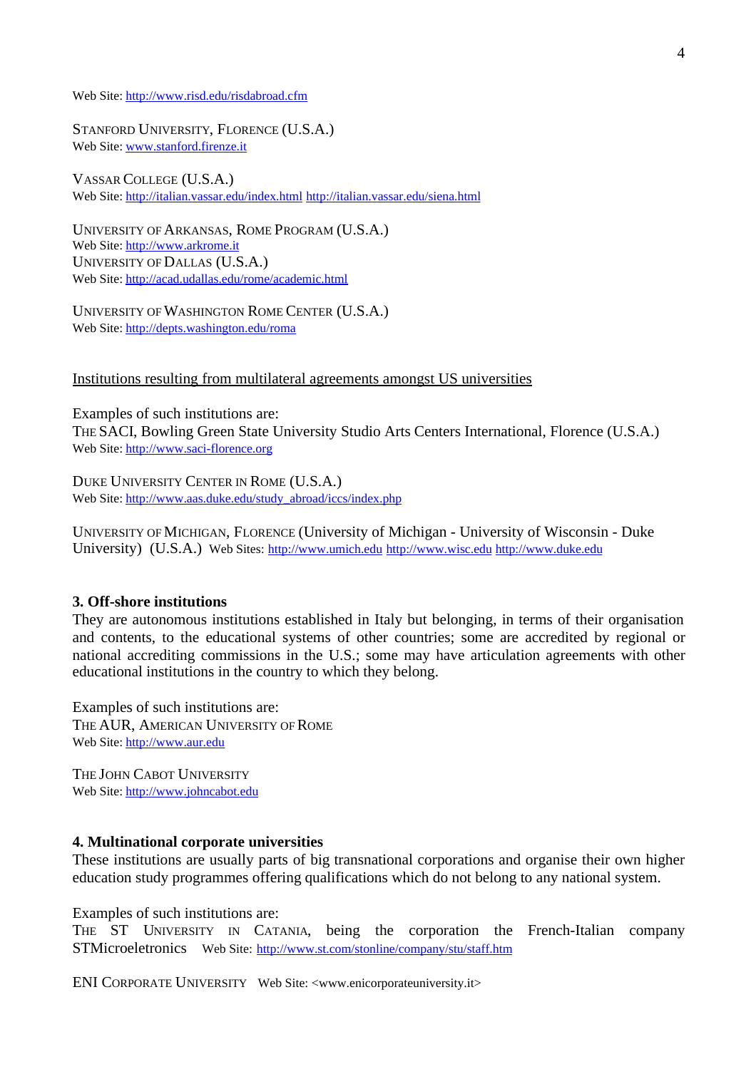Web Site: http://www.risd.edu/risdabroad.cfm

STANFORD UNIVERSITY, FLORENCE (U.S.A.)
Web Site: www.stanford.firenze.it

VASSAR COLLEGE (U.S.A.)
Web Site: http://italian.vassar.edu/index.html http://italian.vassar.edu/siena.html

UNIVERSITY OF ARKANSAS, ROME PROGRAM (U.S.A.)
Web Site: http://www.arkrome.it
UNIVERSITY OF DALLAS (U.S.A.)
Web Site: http://acad.udallas.edu/rome/academic.html

UNIVERSITY OF WASHINGTON ROME CENTER (U.S.A.)
Web Site: http://depts.washington.edu/roma

Institutions resulting from multilateral agreements amongst US universities

Examples of such institutions are:
THE SACI, Bowling Green State University Studio Arts Centers International, Florence (U.S.A.)
Web Site: http://www.saci-florence.org

DUKE UNIVERSITY CENTER IN ROME (U.S.A.)
Web Site: http://www.aas.duke.edu/study_abroad/iccs/index.php

UNIVERSITY OF MICHIGAN, FLORENCE (University of Michigan - University of Wisconsin - Duke University) (U.S.A.) Web Sites: http://www.umich.edu http://www.wisc.edu http://www.duke.edu

### 3. Off-shore institutions

They are autonomous institutions established in Italy but belonging, in terms of their organisation and contents, to the educational systems of other countries; some are accredited by regional or national accrediting commissions in the U.S.; some may have articulation agreements with other educational institutions in the country to which they belong.

Examples of such institutions are:
THE AUR, AMERICAN UNIVERSITY OF ROME
Web Site: http://www.aur.edu

THE JOHN CABOT UNIVERSITY
Web Site: http://www.johncabot.edu

### 4. Multinational corporate universities

These institutions are usually parts of big transnational corporations and organise their own higher education study programmes offering qualifications which do not belong to any national system.

Examples of such institutions are:
THE ST UNIVERSITY IN CATANIA, being the corporation the French-Italian company STMicroeletronics Web Site: http://www.st.com/stonline/company/stu/staff.htm

ENI CORPORATE UNIVERSITY Web Site: <www.enicorporateuniversity.it>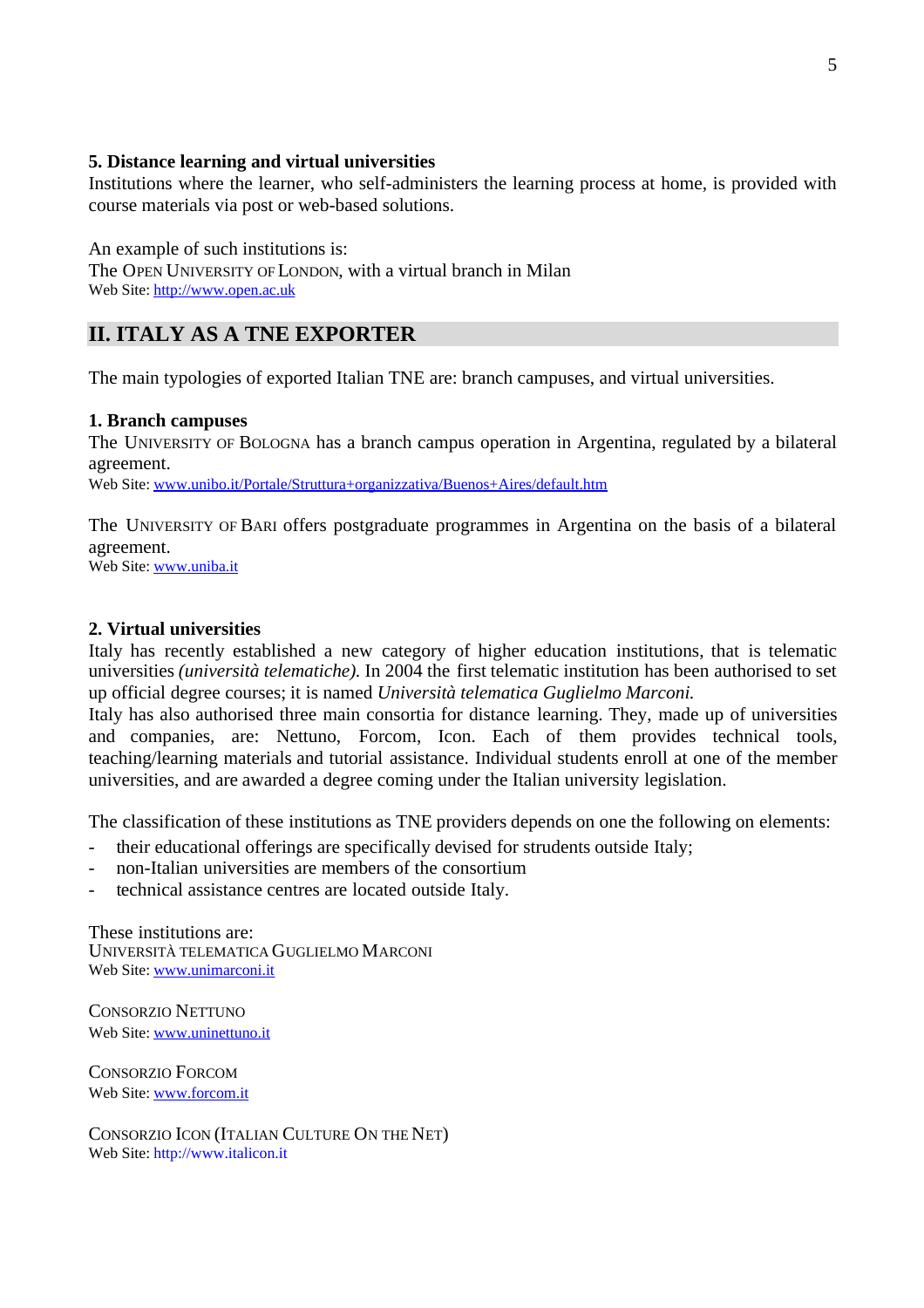### 5. Distance learning and virtual universities

Institutions where the learner, who self-administers the learning process at home, is provided with course materials via post or web-based solutions.

An example of such institutions is:
The OPEN UNIVERSITY OF LONDON, with a virtual branch in Milan
Web Site: http://www.open.ac.uk

## II. ITALY AS A TNE EXPORTER

The main typologies of exported Italian TNE are: branch campuses, and virtual universities.

### 1. Branch campuses

The UNIVERSITY OF BOLOGNA has a branch campus operation in Argentina, regulated by a bilateral agreement.
Web Site: www.unibo.it/Portale/Struttura+organizzativa/Buenos+Aires/default.htm

The UNIVERSITY OF BARI offers postgraduate programmes in Argentina on the basis of a bilateral agreement.
Web Site: www.uniba.it

### 2. Virtual universities

Italy has recently established a new category of higher education institutions, that is telematic universities *(università telematiche).* In 2004 the first telematic institution has been authorised to set up official degree courses; it is named *Università telematica Guglielmo Marconi.*
Italy has also authorised three main consortia for distance learning. They, made up of universities and companies, are: Nettuno, Forcom, Icon. Each of them provides technical tools, teaching/learning materials and tutorial assistance. Individual students enroll at one of the member universities, and are awarded a degree coming under the Italian university legislation.

The classification of these institutions as TNE providers depends on one the following on elements:

- their educational offerings are specifically devised for strudents outside Italy;
- non-Italian universities are members of the consortium
- technical assistance centres are located outside Italy.

These institutions are:
UNIVERSITÀ TELEMATICA GUGLIELMO MARCONI
Web Site: www.unimarconi.it

CONSORZIO NETTUNO
Web Site: www.uninettuno.it

CONSORZIO FORCOM
Web Site: www.forcom.it

CONSORZIO ICON (ITALIAN CULTURE ON THE NET)
Web Site: http://www.italicon.it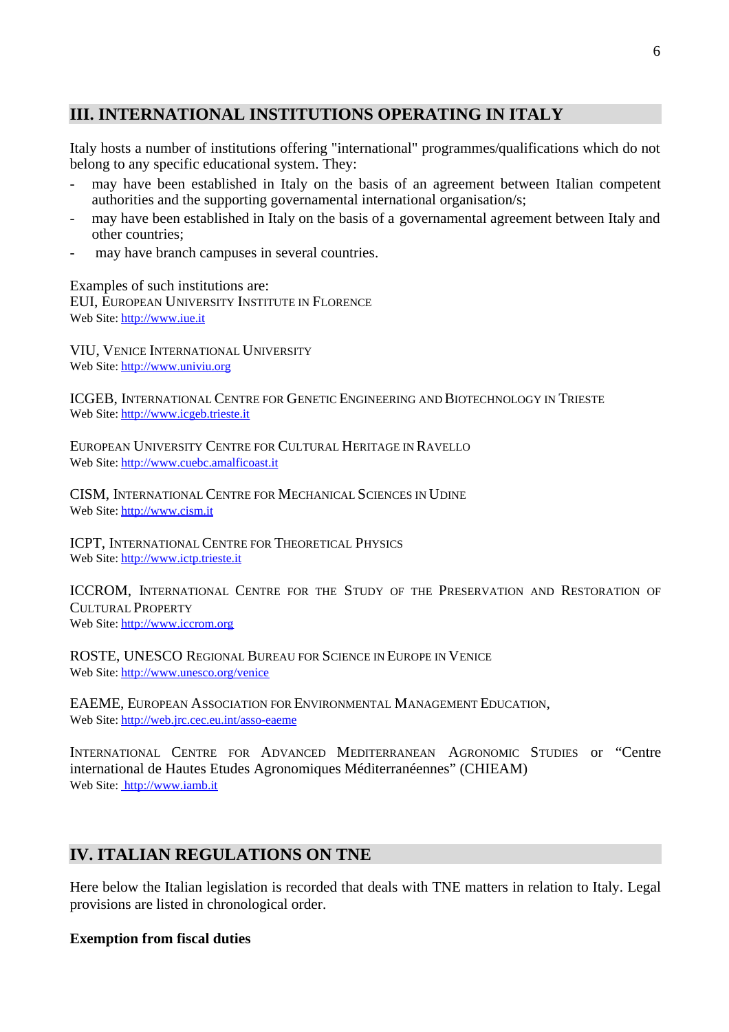## III. INTERNATIONAL INSTITUTIONS OPERATING IN ITALY

Italy hosts a number of institutions offering "international" programmes/qualifications which do not belong to any specific educational system. They:

- may have been established in Italy on the basis of an agreement between Italian competent authorities and the supporting governamental international organisation/s;
- may have been established in Italy on the basis of a governamental agreement between Italy and other countries;
- may have branch campuses in several countries.

Examples of such institutions are:
EUI, European University Institute in Florence
Web Site: http://www.iue.it

VIU, Venice International University
Web Site: http://www.univiu.org

ICGEB, International Centre for Genetic Engineering and Biotechnology in Trieste
Web Site: http://www.icgeb.trieste.it

European University Centre for Cultural Heritage in Ravello
Web Site: http://www.cuebc.amalficoast.it

CISM, International Centre for Mechanical Sciences in Udine
Web Site: http://www.cism.it

ICPT, International Centre for Theoretical Physics
Web Site: http://www.ictp.trieste.it

ICCROM, International Centre for the Study of the Preservation and Restoration of Cultural Property
Web Site: http://www.iccrom.org

ROSTE, UNESCO Regional Bureau for Science in Europe in Venice
Web Site: http://www.unesco.org/venice

EAEME, European Association for Environmental Management Education,
Web Site: http://web.jrc.cec.eu.int/asso-eaeme

International Centre for Advanced Mediterranean Agronomic Studies or "Centre international de Hautes Etudes Agronomiques Méditerranéennes" (CHIEAM)
Web Site: http://www.iamb.it

## IV. ITALIAN REGULATIONS ON TNE

Here below the Italian legislation is recorded that deals with TNE matters in relation to Italy. Legal provisions are listed in chronological order.

**Exemption from fiscal duties**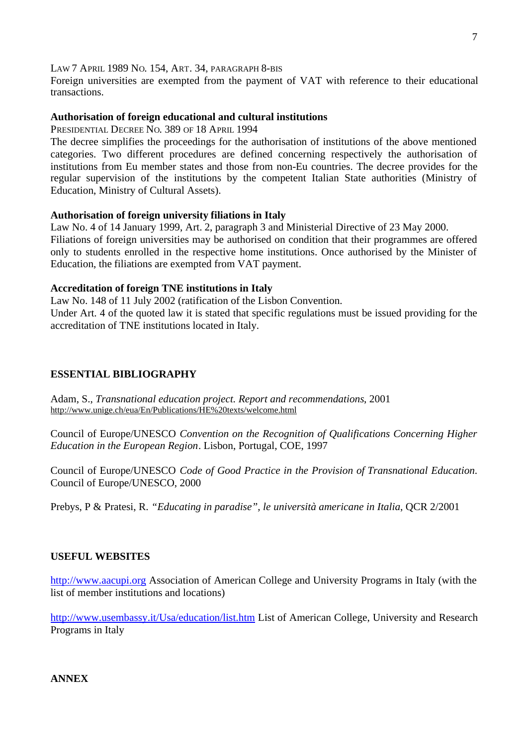LAW 7 APRIL 1989 NO. 154, ART. 34, PARAGRAPH 8-BIS

Foreign universities are exempted from the payment of VAT with reference to their educational transactions.

**Authorisation of foreign educational and cultural institutions**

PRESIDENTIAL DECREE NO. 389 OF 18 APRIL 1994

The decree simplifies the proceedings for the authorisation of institutions of the above mentioned categories. Two different procedures are defined concerning respectively the authorisation of institutions from Eu member states and those from non-Eu countries. The decree provides for the regular supervision of the institutions by the competent Italian State authorities (Ministry of Education, Ministry of Cultural Assets).

**Authorisation of foreign university filiations in Italy**

Law No. 4 of 14 January 1999, Art. 2, paragraph 3 and Ministerial Directive of 23 May 2000.
Filiations of foreign universities may be authorised on condition that their programmes are offered only to students enrolled in the respective home institutions. Once authorised by the Minister of Education, the filiations are exempted from VAT payment.

**Accreditation of foreign TNE institutions in Italy**

Law No. 148 of 11 July 2002 (ratification of the Lisbon Convention.
Under Art. 4 of the quoted law it is stated that specific regulations must be issued providing for the accreditation of TNE institutions located in Italy.

## ESSENTIAL BIBLIOGRAPHY

Adam, S., *Transnational education project. Report and recommendations*, 2001
http://www.unige.ch/eua/En/Publications/HE%20texts/welcome.html

Council of Europe/UNESCO *Convention on the Recognition of Qualifications Concerning Higher Education in the European Region*. Lisbon, Portugal, COE, 1997

Council of Europe/UNESCO *Code of Good Practice in the Provision of Transnational Education.* Council of Europe/UNESCO, 2000

Prebys, P & Pratesi, R. *"Educating in paradise", le università americane in Italia*, QCR 2/2001

## USEFUL WEBSITES

http://www.aacupi.org Association of American College and University Programs in Italy (with the list of member institutions and locations)

http://www.usembassy.it/Usa/education/list.htm List of American College, University and Research Programs in Italy

## ANNEX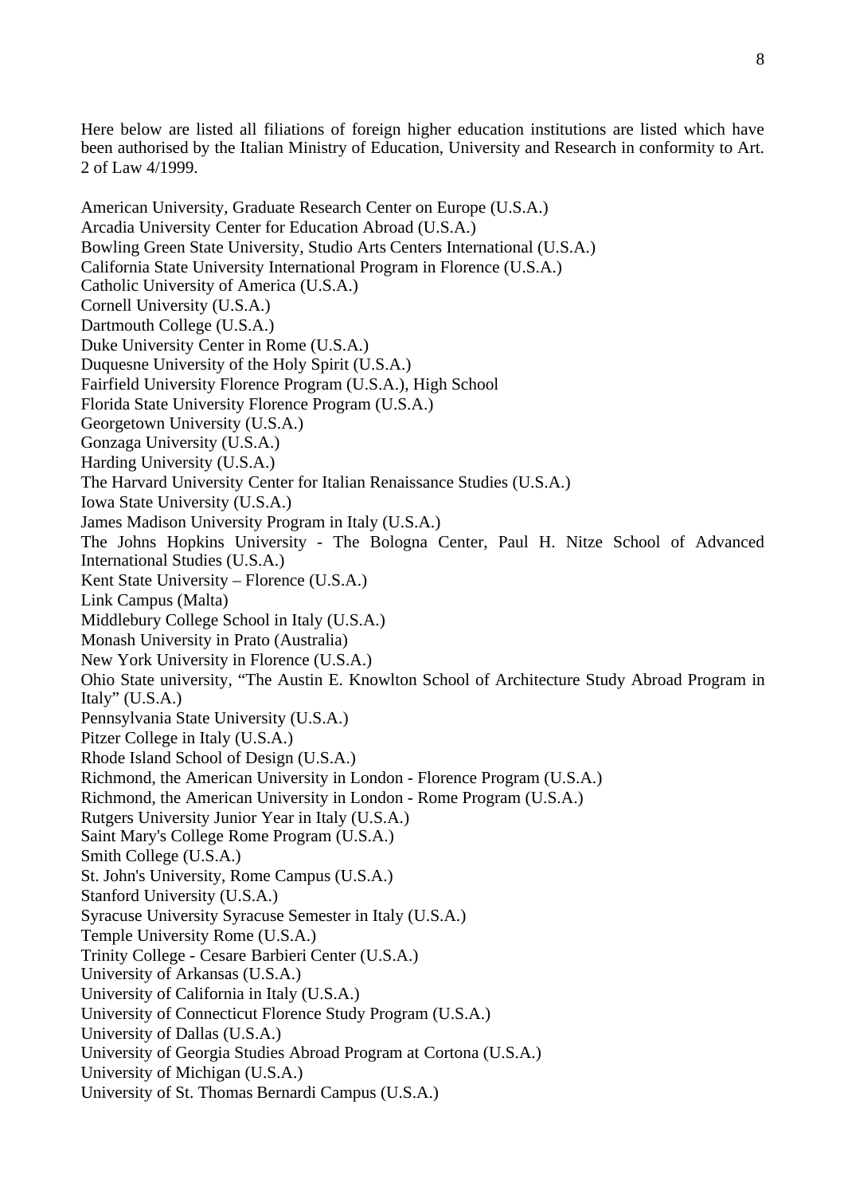Here below are listed all filiations of foreign higher education institutions are listed which have been authorised by the Italian Ministry of Education, University and Research in conformity to Art. 2 of Law 4/1999.

American University, Graduate Research Center on Europe (U.S.A.)
Arcadia University Center for Education Abroad (U.S.A.)
Bowling Green State University, Studio Arts Centers International (U.S.A.)
California State University International Program in Florence (U.S.A.)
Catholic University of America (U.S.A.)
Cornell University (U.S.A.)
Dartmouth College (U.S.A.)
Duke University Center in Rome (U.S.A.)
Duquesne University of the Holy Spirit (U.S.A.)
Fairfield University Florence Program (U.S.A.), High School
Florida State University Florence Program (U.S.A.)
Georgetown University (U.S.A.)
Gonzaga University (U.S.A.)
Harding University (U.S.A.)
The Harvard University Center for Italian Renaissance Studies (U.S.A.)
Iowa State University (U.S.A.)
James Madison University Program in Italy (U.S.A.)
The Johns Hopkins University - The Bologna Center, Paul H. Nitze School of Advanced International Studies (U.S.A.)
Kent State University – Florence (U.S.A.)
Link Campus (Malta)
Middlebury College School in Italy (U.S.A.)
Monash University in Prato (Australia)
New York University in Florence (U.S.A.)
Ohio State university, "The Austin E. Knowlton School of Architecture Study Abroad Program in Italy" (U.S.A.)
Pennsylvania State University (U.S.A.)
Pitzer College in Italy (U.S.A.)
Rhode Island School of Design (U.S.A.)
Richmond, the American University in London - Florence Program (U.S.A.)
Richmond, the American University in London - Rome Program (U.S.A.)
Rutgers University Junior Year in Italy (U.S.A.)
Saint Mary's College Rome Program (U.S.A.)
Smith College (U.S.A.)
St. John's University, Rome Campus (U.S.A.)
Stanford University (U.S.A.)
Syracuse University Syracuse Semester in Italy (U.S.A.)
Temple University Rome (U.S.A.)
Trinity College - Cesare Barbieri Center (U.S.A.)
University of Arkansas (U.S.A.)
University of California in Italy (U.S.A.)
University of Connecticut Florence Study Program (U.S.A.)
University of Dallas (U.S.A.)
University of Georgia Studies Abroad Program at Cortona (U.S.A.)
University of Michigan (U.S.A.)
University of St. Thomas Bernardi Campus (U.S.A.)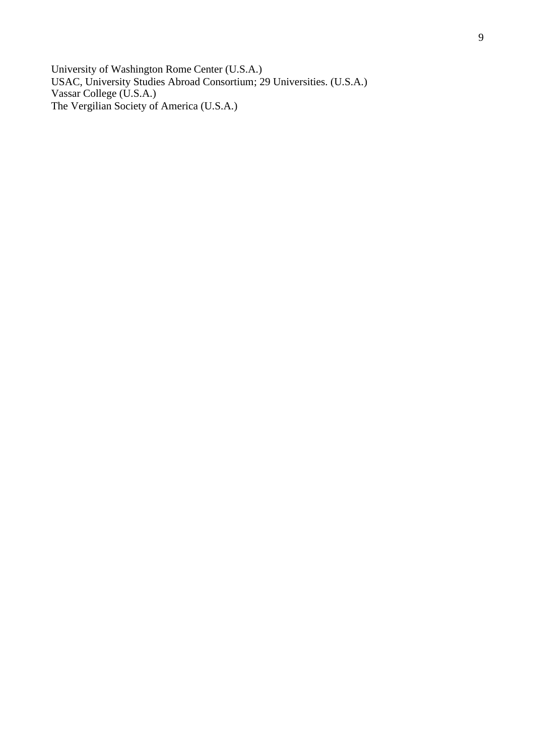University of Washington Rome Center (U.S.A.)
USAC, University Studies Abroad Consortium; 29 Universities. (U.S.A.)
Vassar College (U.S.A.)
The Vergilian Society of America (U.S.A.)